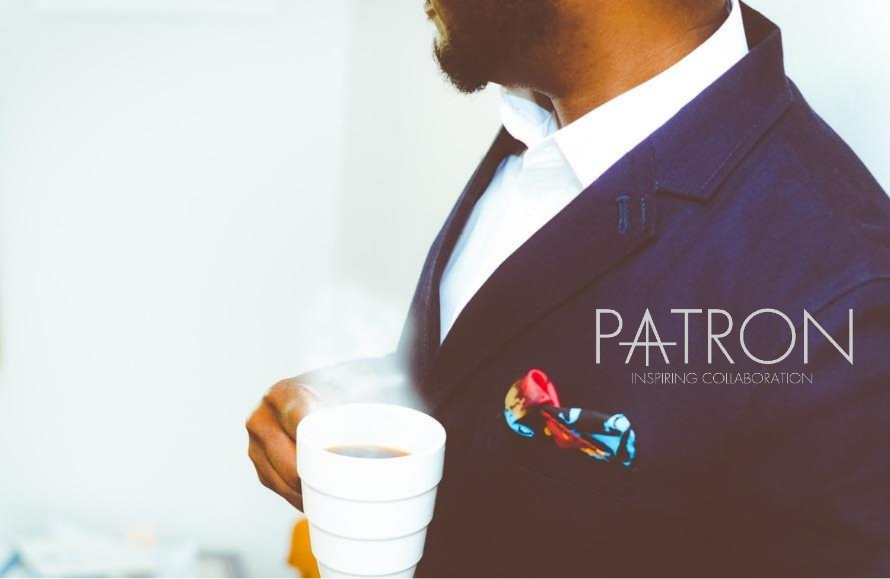# PATRON

INSPIRING COLLABORATION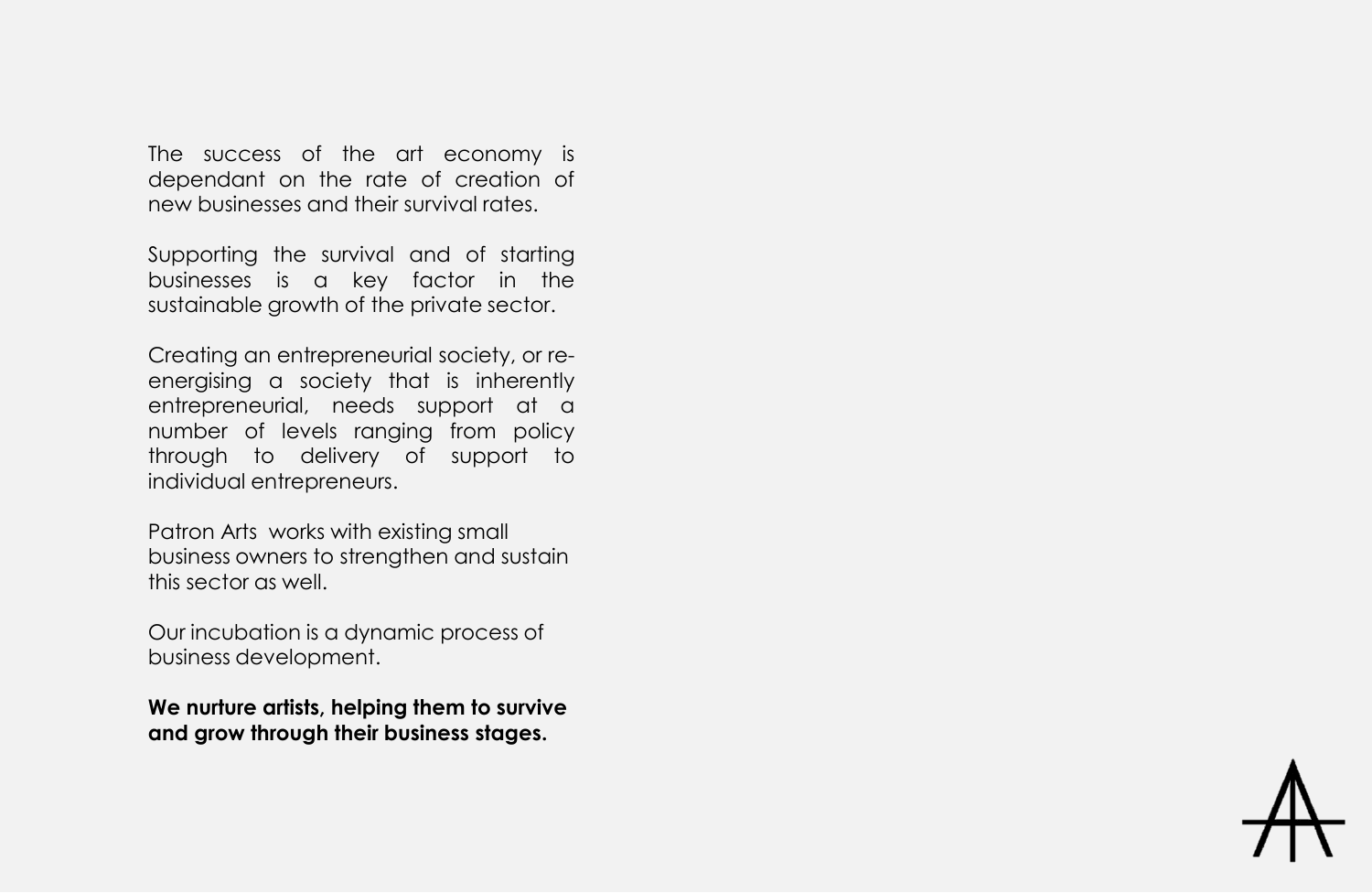The success of the art economy is dependant on the rate of creation of new businesses and their survival rates.

Supporting the survival and of starting businesses is a key factor in the sustainable growth of the private sector.

Creating an entrepreneurial society, or re-energising a society that is inherently entrepreneurial, needs support at a number of levels ranging from policy through to delivery of support to individual entrepreneurs.

Patron Arts works with existing small business owners to strengthen and sustain this sector as well.

Our incubation is a dynamic process of business development.

**We nurture artists, helping them to survive and grow through their business stages.**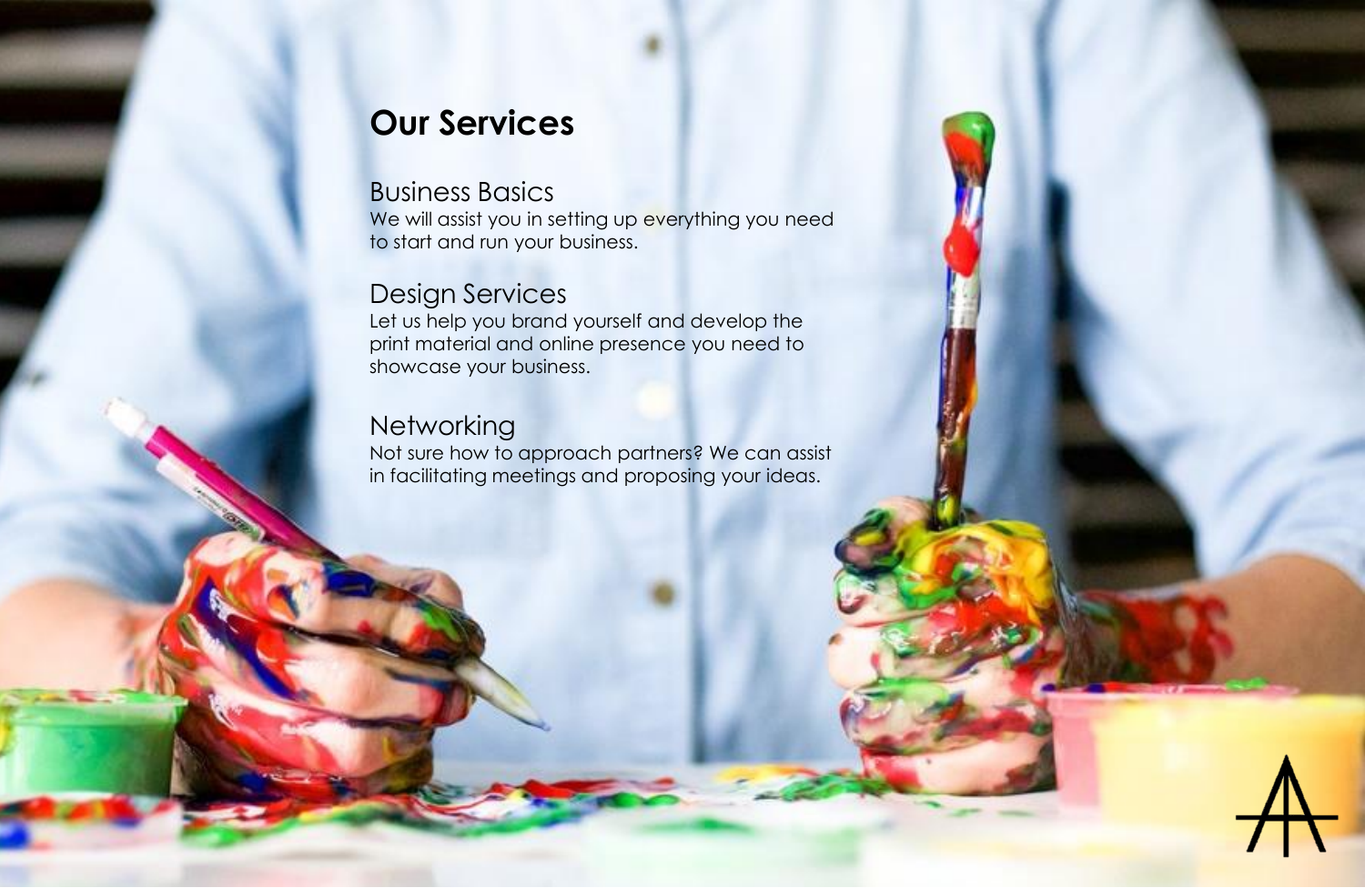# Our Services

## Business Basics

We will assist you in setting up everything you need to start and run your business.

## Design Services

Let us help you brand yourself and develop the print material and online presence you need to showcase your business.

## Networking

Not sure how to approach partners? We can assist in facilitating meetings and proposing your ideas.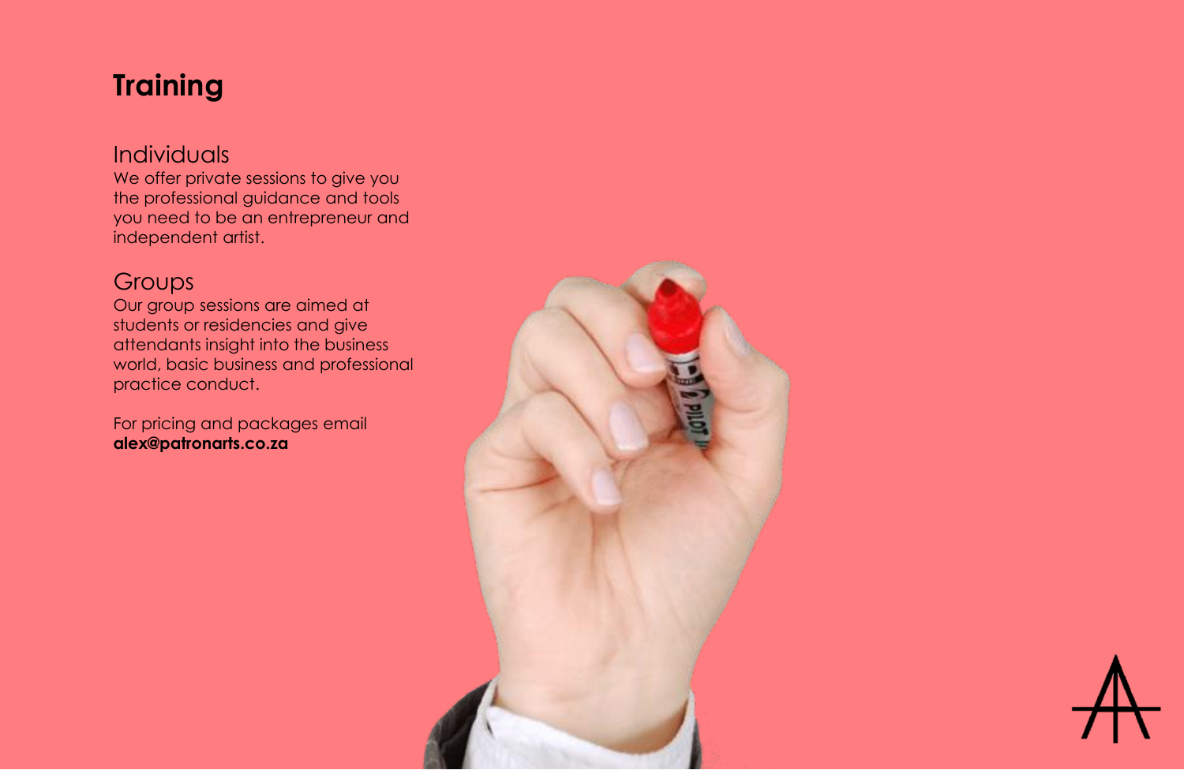# Training

## Individuals

We offer private sessions to give you the professional guidance and tools you need to be an entrepreneur and independent artist.

## Groups

Our group sessions are aimed at students or residencies and give attendants insight into the business world, basic business and professional practice conduct.

For pricing and packages email
**alex@patronarts.co.za**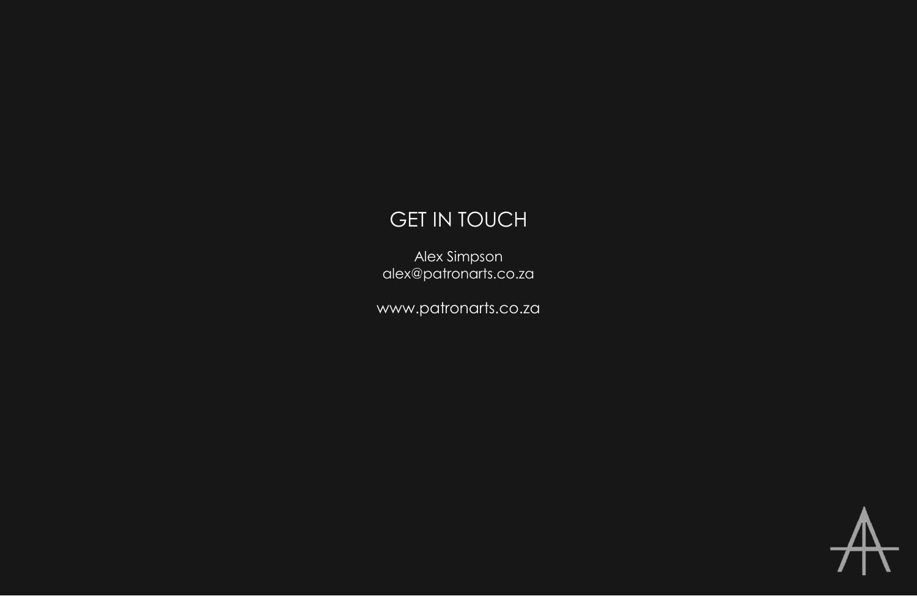## GET IN TOUCH

Alex Simpson
alex@patronarts.co.za

www.patronarts.co.za